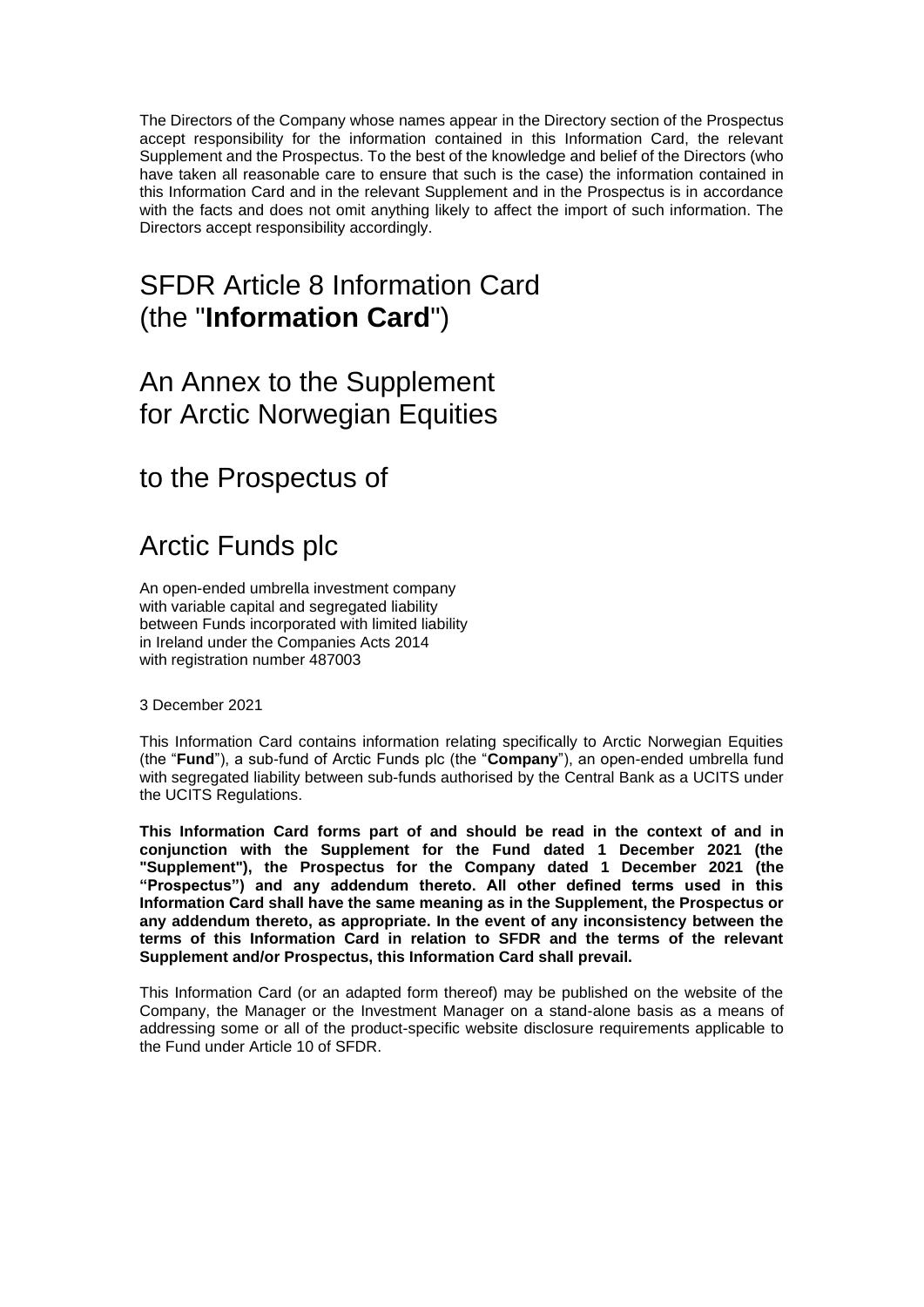The Directors of the Company whose names appear in the Directory section of the Prospectus accept responsibility for the information contained in this Information Card, the relevant Supplement and the Prospectus. To the best of the knowledge and belief of the Directors (who have taken all reasonable care to ensure that such is the case) the information contained in this Information Card and in the relevant Supplement and in the Prospectus is in accordance with the facts and does not omit anything likely to affect the import of such information. The Directors accept responsibility accordingly.

# SFDR Article 8 Information Card (the "**Information Card**")

# An Annex to the Supplement for Arctic Norwegian Equities

# to the Prospectus of

# Arctic Funds plc

An open-ended umbrella investment company with variable capital and segregated liability between Funds incorporated with limited liability in Ireland under the Companies Acts 2014 with registration number 487003

3 December 2021

This Information Card contains information relating specifically to Arctic Norwegian Equities (the "**Fund**"), a sub-fund of Arctic Funds plc (the "**Company**"), an open-ended umbrella fund with segregated liability between sub-funds authorised by the Central Bank as a UCITS under the UCITS Regulations.

**This Information Card forms part of and should be read in the context of and in conjunction with the Supplement for the Fund dated 1 December 2021 (the "Supplement"), the Prospectus for the Company dated 1 December 2021 (the "Prospectus") and any addendum thereto. All other defined terms used in this Information Card shall have the same meaning as in the Supplement, the Prospectus or any addendum thereto, as appropriate. In the event of any inconsistency between the terms of this Information Card in relation to SFDR and the terms of the relevant Supplement and/or Prospectus, this Information Card shall prevail.**

This Information Card (or an adapted form thereof) may be published on the website of the Company, the Manager or the Investment Manager on a stand-alone basis as a means of addressing some or all of the product-specific website disclosure requirements applicable to the Fund under Article 10 of SFDR.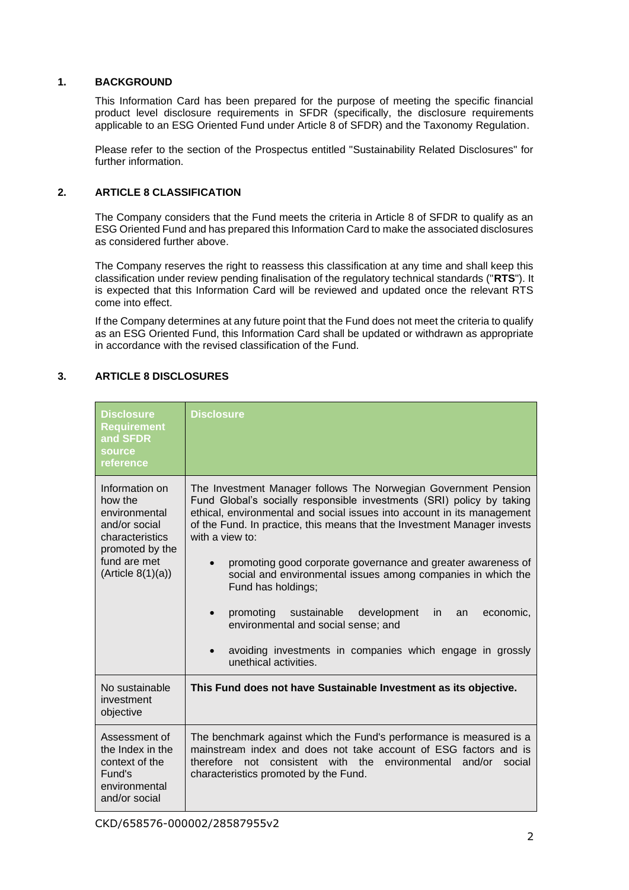## 1. BACKGROUND

This Information Card has been prepared for the purpose of meeting the specific financial product level disclosure requirements in SFDR (specifically, the disclosure requirements applicable to an ESG Oriented Fund under Article 8 of SFDR) and the Taxonomy Regulation.

Please refer to the section of the Prospectus entitled "Sustainability Related Disclosures" for further information.

## 2. ARTICLE 8 CLASSIFICATION

The Company considers that the Fund meets the criteria in Article 8 of SFDR to qualify as an ESG Oriented Fund and has prepared this Information Card to make the associated disclosures as considered further above.

The Company reserves the right to reassess this classification at any time and shall keep this classification under review pending finalisation of the regulatory technical standards ("**RTS**"). It is expected that this Information Card will be reviewed and updated once the relevant RTS come into effect.

If the Company determines at any future point that the Fund does not meet the criteria to qualify as an ESG Oriented Fund, this Information Card shall be updated or withdrawn as appropriate in accordance with the revised classification of the Fund.

## 3. ARTICLE 8 DISCLOSURES

| Disclosure Requirement and SFDR source reference | Disclosure |
|---|---|
| Information on how the environmental and/or social characteristics promoted by the fund are met (Article 8(1)(a)) | The Investment Manager follows The Norwegian Government Pension Fund Global's socially responsible investments (SRI) policy by taking ethical, environmental and social issues into account in its management of the Fund. In practice, this means that the Investment Manager invests with a view to:<br>• promoting good corporate governance and greater awareness of social and environmental issues among companies in which the Fund has holdings;<br>• promoting sustainable development in an economic, environmental and social sense; and<br>• avoiding investments in companies which engage in grossly unethical activities. |
| No sustainable investment objective | **This Fund does not have Sustainable Investment as its objective.** |
| Assessment of the Index in the context of the Fund's environmental and/or social | The benchmark against which the Fund's performance is measured is a mainstream index and does not take account of ESG factors and is therefore not consistent with the environmental and/or social characteristics promoted by the Fund. |

CKD/658576-000002/28587955v2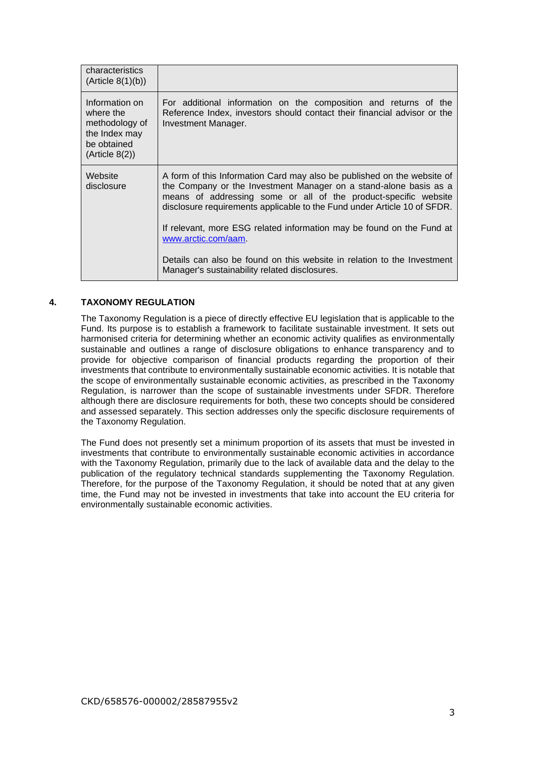| | |
|---|---|
| characteristics (Article 8(1)(b)) | |
| Information on where the methodology of the Index may be obtained (Article 8(2)) | For additional information on the composition and returns of the Reference Index, investors should contact their financial advisor or the Investment Manager. |
| Website disclosure | A form of this Information Card may also be published on the website of the Company or the Investment Manager on a stand-alone basis as a means of addressing some or all of the product-specific website disclosure requirements applicable to the Fund under Article 10 of SFDR.<br><br>If relevant, more ESG related information may be found on the Fund at www.arctic.com/aam.<br><br>Details can also be found on this website in relation to the Investment Manager's sustainability related disclosures. |

## 4. TAXONOMY REGULATION

The Taxonomy Regulation is a piece of directly effective EU legislation that is applicable to the Fund. Its purpose is to establish a framework to facilitate sustainable investment. It sets out harmonised criteria for determining whether an economic activity qualifies as environmentally sustainable and outlines a range of disclosure obligations to enhance transparency and to provide for objective comparison of financial products regarding the proportion of their investments that contribute to environmentally sustainable economic activities. It is notable that the scope of environmentally sustainable economic activities, as prescribed in the Taxonomy Regulation, is narrower than the scope of sustainable investments under SFDR. Therefore although there are disclosure requirements for both, these two concepts should be considered and assessed separately. This section addresses only the specific disclosure requirements of the Taxonomy Regulation.

The Fund does not presently set a minimum proportion of its assets that must be invested in investments that contribute to environmentally sustainable economic activities in accordance with the Taxonomy Regulation, primarily due to the lack of available data and the delay to the publication of the regulatory technical standards supplementing the Taxonomy Regulation. Therefore, for the purpose of the Taxonomy Regulation, it should be noted that at any given time, the Fund may not be invested in investments that take into account the EU criteria for environmentally sustainable economic activities.

CKD/658576-000002/28587955v2